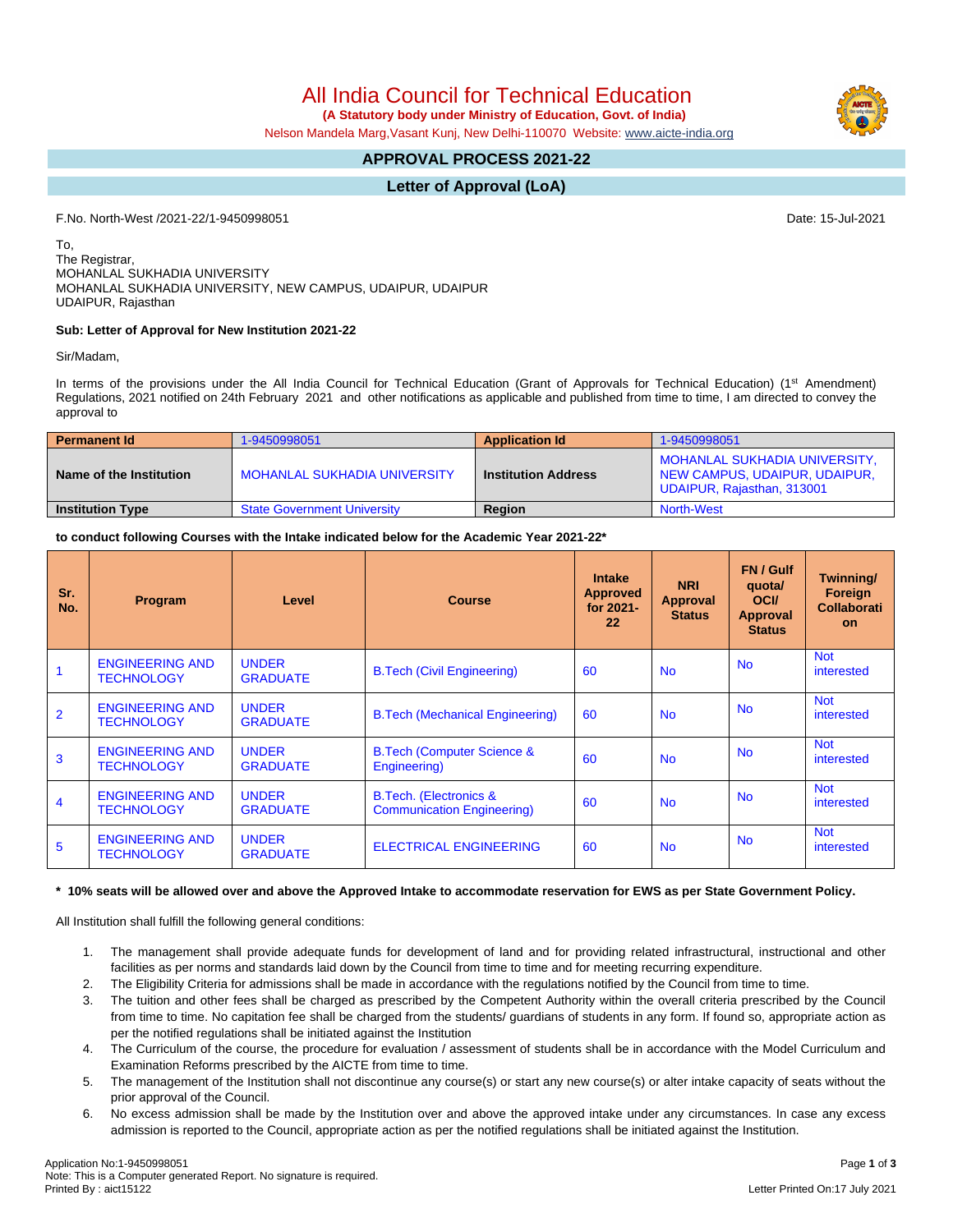# All India Council for Technical Education

**(A Statutory body under Ministry of Education, Govt. of India)**

Nelson Mandela Marg,Vasant Kunj, New Delhi-110070 Website: www.aicte-india.org

## APPROVAL PROCESS 2021-22

## Letter of Approval (LoA)

F.No. North-West /2021-22/1-9450998051

Date: 15-Jul-2021

To,
The Registrar,
MOHANLAL SUKHADIA UNIVERSITY
MOHANLAL SUKHADIA UNIVERSITY, NEW CAMPUS, UDAIPUR, UDAIPUR
UDAIPUR, Rajasthan

**Sub: Letter of Approval for New Institution 2021-22**

Sir/Madam,

In terms of the provisions under the All India Council for Technical Education (Grant of Approvals for Technical Education) (1st Amendment) Regulations, 2021 notified on 24th February 2021 and other notifications as applicable and published from time to time, I am directed to convey the approval to

| **Permanent Id** | 1-9450998051 | **Application Id** | 1-9450998051 |
|---|---|---|---|
| **Name of the Institution** | MOHANLAL SUKHADIA UNIVERSITY | **Institution Address** | MOHANLAL SUKHADIA UNIVERSITY, NEW CAMPUS, UDAIPUR, UDAIPUR, UDAIPUR, Rajasthan, 313001 |
| **Institution Type** | State Government University | **Region** | North-West |

**to conduct following Courses with the Intake indicated below for the Academic Year 2021-22***

| Sr. No. | Program | Level | Course | Intake Approved for 2021-22 | NRI Approval Status | FN / Gulf quota/ OCI/ Approval Status | Twinning/ Foreign Collaboration |
|---|---|---|---|---|---|---|---|
| 1 | ENGINEERING AND TECHNOLOGY | UNDER GRADUATE | B.Tech (Civil Engineering) | 60 | No | No | Not interested |
| 2 | ENGINEERING AND TECHNOLOGY | UNDER GRADUATE | B.Tech (Mechanical Engineering) | 60 | No | No | Not interested |
| 3 | ENGINEERING AND TECHNOLOGY | UNDER GRADUATE | B.Tech (Computer Science & Engineering) | 60 | No | No | Not interested |
| 4 | ENGINEERING AND TECHNOLOGY | UNDER GRADUATE | B.Tech. (Electronics & Communication Engineering) | 60 | No | No | Not interested |
| 5 | ENGINEERING AND TECHNOLOGY | UNDER GRADUATE | ELECTRICAL ENGINEERING | 60 | No | No | Not interested |

**\* 10% seats will be allowed over and above the Approved Intake to accommodate reservation for EWS as per State Government Policy.**

All Institution shall fulfill the following general conditions:

1. The management shall provide adequate funds for development of land and for providing related infrastructural, instructional and other facilities as per norms and standards laid down by the Council from time to time and for meeting recurring expenditure.
2. The Eligibility Criteria for admissions shall be made in accordance with the regulations notified by the Council from time to time.
3. The tuition and other fees shall be charged as prescribed by the Competent Authority within the overall criteria prescribed by the Council from time to time. No capitation fee shall be charged from the students/ guardians of students in any form. If found so, appropriate action as per the notified regulations shall be initiated against the Institution
4. The Curriculum of the course, the procedure for evaluation / assessment of students shall be in accordance with the Model Curriculum and Examination Reforms prescribed by the AICTE from time to time.
5. The management of the Institution shall not discontinue any course(s) or start any new course(s) or alter intake capacity of seats without the prior approval of the Council.
6. No excess admission shall be made by the Institution over and above the approved intake under any circumstances. In case any excess admission is reported to the Council, appropriate action as per the notified regulations shall be initiated against the Institution.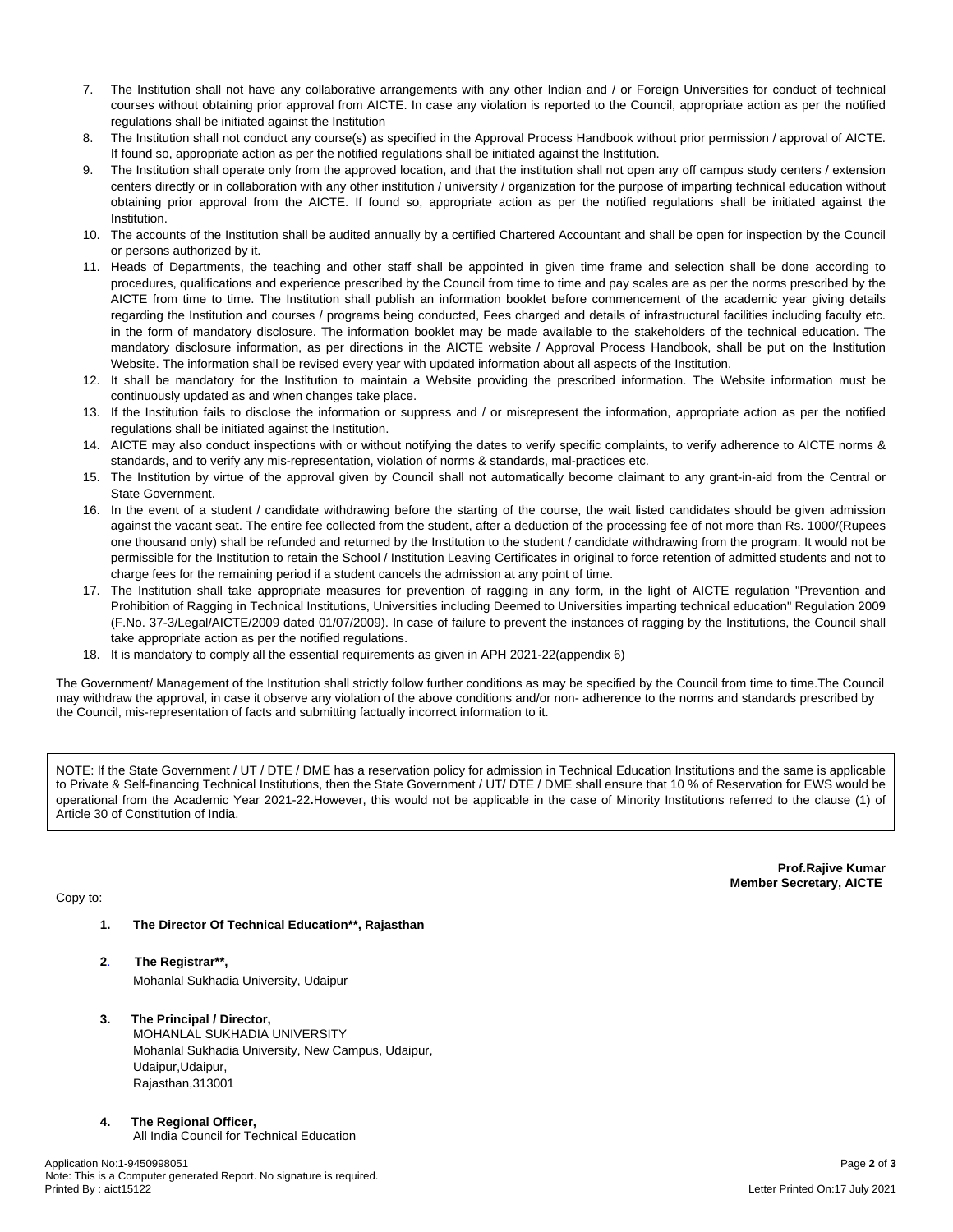7. The Institution shall not have any collaborative arrangements with any other Indian and / or Foreign Universities for conduct of technical courses without obtaining prior approval from AICTE. In case any violation is reported to the Council, appropriate action as per the notified regulations shall be initiated against the Institution
8. The Institution shall not conduct any course(s) as specified in the Approval Process Handbook without prior permission / approval of AICTE. If found so, appropriate action as per the notified regulations shall be initiated against the Institution.
9. The Institution shall operate only from the approved location, and that the institution shall not open any off campus study centers / extension centers directly or in collaboration with any other institution / university / organization for the purpose of imparting technical education without obtaining prior approval from the AICTE. If found so, appropriate action as per the notified regulations shall be initiated against the Institution.
10. The accounts of the Institution shall be audited annually by a certified Chartered Accountant and shall be open for inspection by the Council or persons authorized by it.
11. Heads of Departments, the teaching and other staff shall be appointed in given time frame and selection shall be done according to procedures, qualifications and experience prescribed by the Council from time to time and pay scales are as per the norms prescribed by the AICTE from time to time. The Institution shall publish an information booklet before commencement of the academic year giving details regarding the Institution and courses / programs being conducted, Fees charged and details of infrastructural facilities including faculty etc. in the form of mandatory disclosure. The information booklet may be made available to the stakeholders of the technical education. The mandatory disclosure information, as per directions in the AICTE website / Approval Process Handbook, shall be put on the Institution Website. The information shall be revised every year with updated information about all aspects of the Institution.
12. It shall be mandatory for the Institution to maintain a Website providing the prescribed information. The Website information must be continuously updated as and when changes take place.
13. If the Institution fails to disclose the information or suppress and / or misrepresent the information, appropriate action as per the notified regulations shall be initiated against the Institution.
14. AICTE may also conduct inspections with or without notifying the dates to verify specific complaints, to verify adherence to AICTE norms & standards, and to verify any mis-representation, violation of norms & standards, mal-practices etc.
15. The Institution by virtue of the approval given by Council shall not automatically become claimant to any grant-in-aid from the Central or State Government.
16. In the event of a student / candidate withdrawing before the starting of the course, the wait listed candidates should be given admission against the vacant seat. The entire fee collected from the student, after a deduction of the processing fee of not more than Rs. 1000/(Rupees one thousand only) shall be refunded and returned by the Institution to the student / candidate withdrawing from the program. It would not be permissible for the Institution to retain the School / Institution Leaving Certificates in original to force retention of admitted students and not to charge fees for the remaining period if a student cancels the admission at any point of time.
17. The Institution shall take appropriate measures for prevention of ragging in any form, in the light of AICTE regulation "Prevention and Prohibition of Ragging in Technical Institutions, Universities including Deemed to Universities imparting technical education" Regulation 2009 (F.No. 37-3/Legal/AICTE/2009 dated 01/07/2009). In case of failure to prevent the instances of ragging by the Institutions, the Council shall take appropriate action as per the notified regulations.
18. It is mandatory to comply all the essential requirements as given in APH 2021-22(appendix 6)

The Government/ Management of the Institution shall strictly follow further conditions as may be specified by the Council from time to time.The Council may withdraw the approval, in case it observe any violation of the above conditions and/or non- adherence to the norms and standards prescribed by the Council, mis-representation of facts and submitting factually incorrect information to it.

NOTE: If the State Government / UT / DTE / DME has a reservation policy for admission in Technical Education Institutions and the same is applicable to Private & Self-financing Technical Institutions, then the State Government / UT/ DTE / DME shall ensure that 10 % of Reservation for EWS would be operational from the Academic Year 2021-22**.**However, this would not be applicable in the case of Minority Institutions referred to the clause (1) of Article 30 of Constitution of India.

**Prof.Rajive Kumar**
**Member Secretary, AICTE**

Copy to:

1. **The Director Of Technical Education**\*\*, Rajasthan**

2. **The Registrar\*\*,**
   Mohanlal Sukhadia University, Udaipur

3. **The Principal / Director,**
   MOHANLAL SUKHADIA UNIVERSITY
   Mohanlal Sukhadia University, New Campus, Udaipur,
   Udaipur,Udaipur,
   Rajasthan,313001

4. **The Regional Officer,**
   All India Council for Technical Education

Application No:1-9450998051
Note: This is a Computer generated Report. No signature is required.
Printed By : aict15122

Letter Printed On:17 July 2021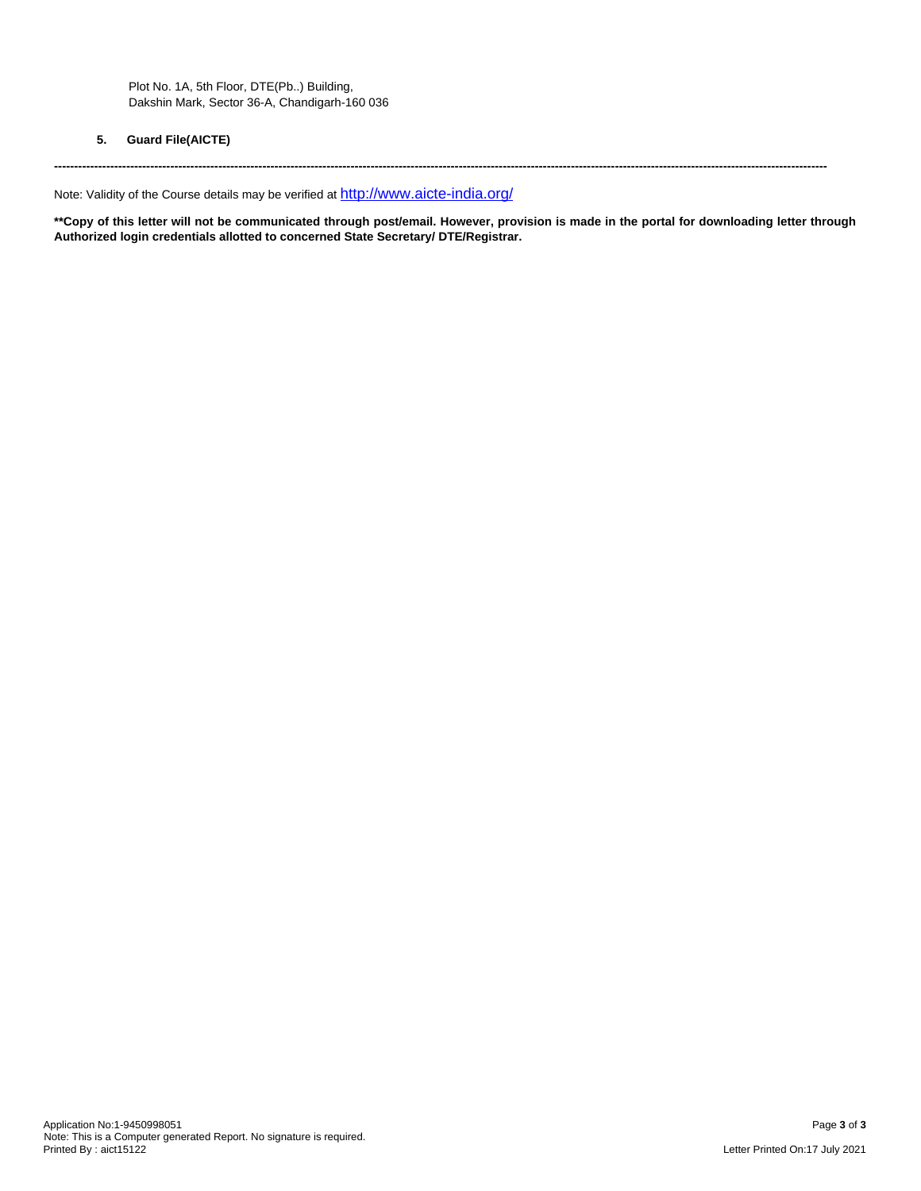Plot No. 1A, 5th Floor, DTE(Pb..) Building,
Dakshin Mark, Sector 36-A, Chandigarh-160 036

5. **Guard File(AICTE)**

---

Note: Validity of the Course details may be verified at http://www.aicte-india.org/

****Copy of this letter will not be communicated through post/email. However, provision is made in the portal for downloading letter through Authorized login credentials allotted to concerned State Secretary/ DTE/Registrar.**

Application No:1-9450998051
Note: This is a Computer generated Report. No signature is required.
Printed By : aict15122

Letter Printed On:17 July 2021